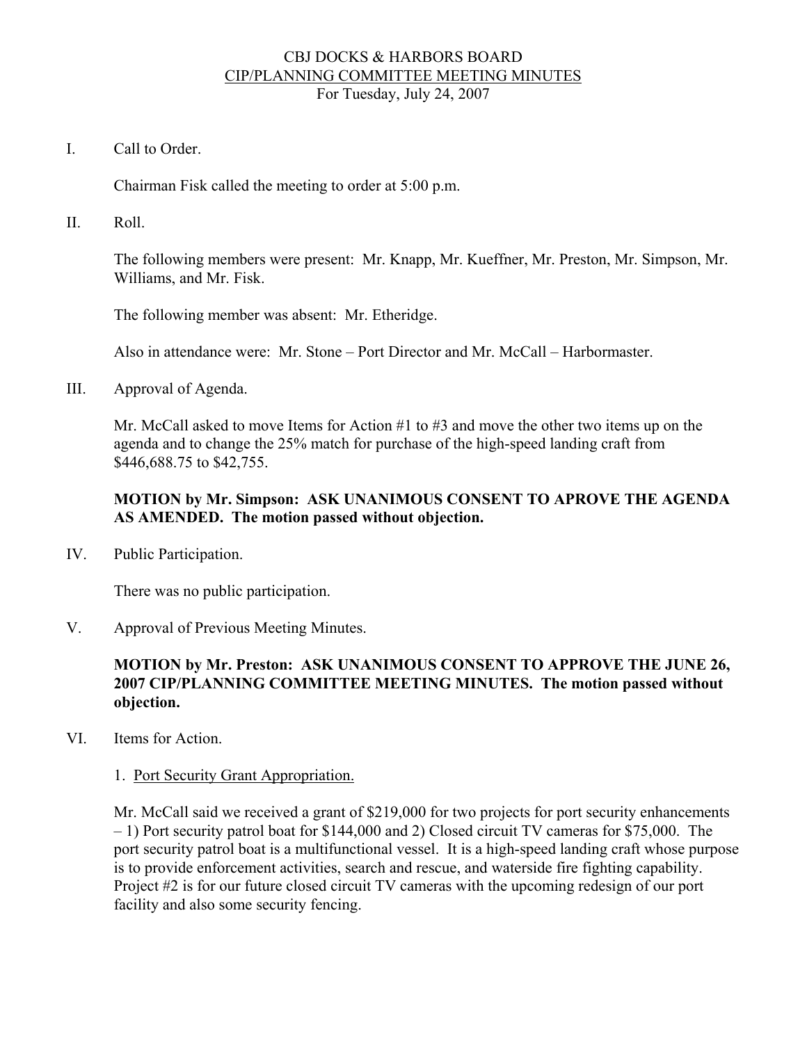# CBJ DOCKS & HARBORS BOARD
## CIP/PLANNING COMMITTEE MEETING MINUTES
For Tuesday, July 24, 2007

I. Call to Order.

Chairman Fisk called the meeting to order at 5:00 p.m.

II. Roll.

The following members were present: Mr. Knapp, Mr. Kueffner, Mr. Preston, Mr. Simpson, Mr. Williams, and Mr. Fisk.

The following member was absent: Mr. Etheridge.

Also in attendance were: Mr. Stone – Port Director and Mr. McCall – Harbormaster.

III. Approval of Agenda.

Mr. McCall asked to move Items for Action #1 to #3 and move the other two items up on the agenda and to change the 25% match for purchase of the high-speed landing craft from $446,688.75 to $42,755.

**MOTION by Mr. Simpson: ASK UNANIMOUS CONSENT TO APROVE THE AGENDA AS AMENDED. The motion passed without objection.**

IV. Public Participation.

There was no public participation.

V. Approval of Previous Meeting Minutes.

**MOTION by Mr. Preston: ASK UNANIMOUS CONSENT TO APPROVE THE JUNE 26, 2007 CIP/PLANNING COMMITTEE MEETING MINUTES. The motion passed without objection.**

VI. Items for Action.

1. Port Security Grant Appropriation.

Mr. McCall said we received a grant of $219,000 for two projects for port security enhancements – 1) Port security patrol boat for $144,000 and 2) Closed circuit TV cameras for $75,000. The port security patrol boat is a multifunctional vessel. It is a high-speed landing craft whose purpose is to provide enforcement activities, search and rescue, and waterside fire fighting capability. Project #2 is for our future closed circuit TV cameras with the upcoming redesign of our port facility and also some security fencing.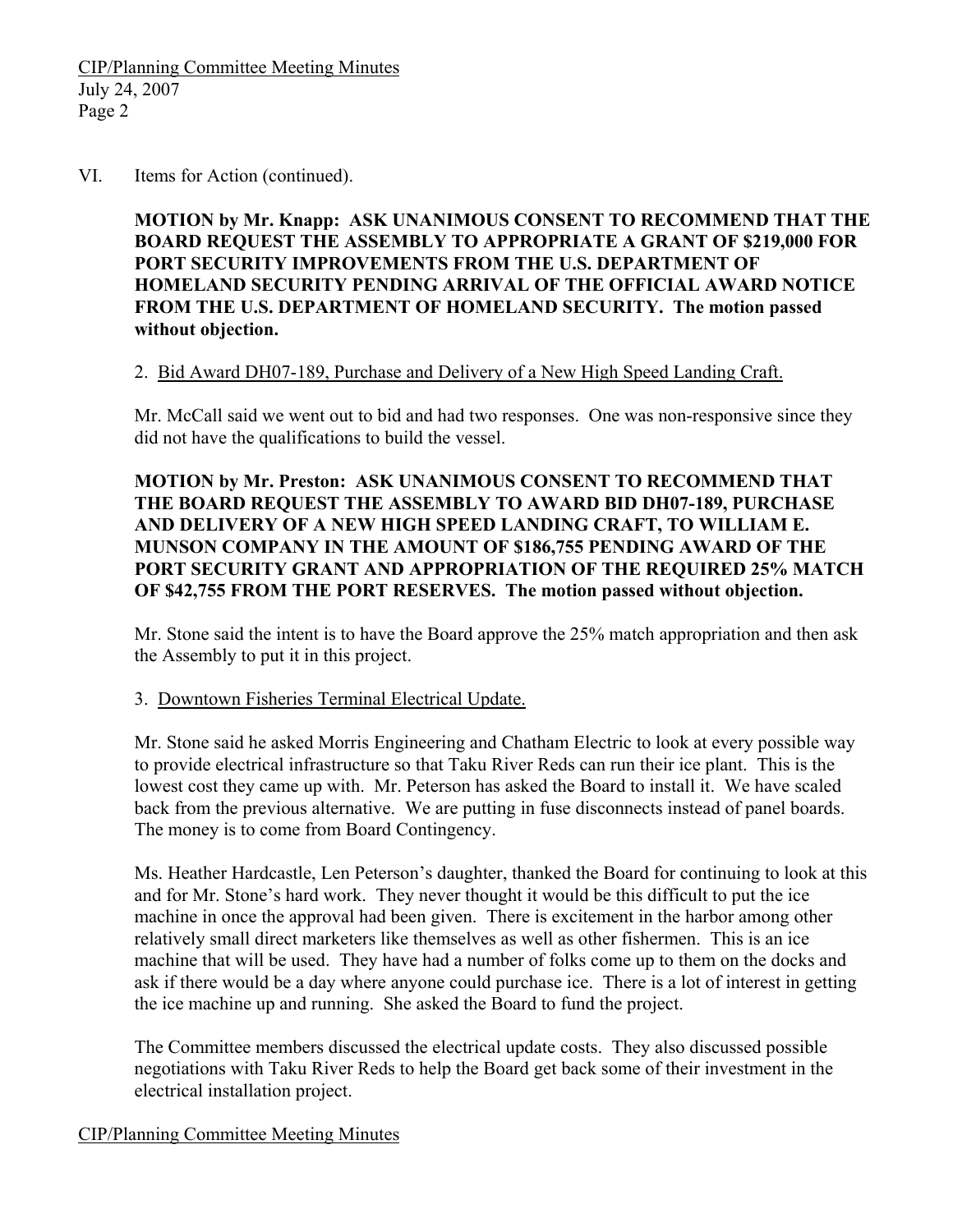VI. Items for Action (continued).

**MOTION by Mr. Knapp: ASK UNANIMOUS CONSENT TO RECOMMEND THAT THE BOARD REQUEST THE ASSEMBLY TO APPROPRIATE A GRANT OF $219,000 FOR PORT SECURITY IMPROVEMENTS FROM THE U.S. DEPARTMENT OF HOMELAND SECURITY PENDING ARRIVAL OF THE OFFICIAL AWARD NOTICE FROM THE U.S. DEPARTMENT OF HOMELAND SECURITY. The motion passed without objection.**

2. Bid Award DH07-189, Purchase and Delivery of a New High Speed Landing Craft.

Mr. McCall said we went out to bid and had two responses. One was non-responsive since they did not have the qualifications to build the vessel.

**MOTION by Mr. Preston: ASK UNANIMOUS CONSENT TO RECOMMEND THAT THE BOARD REQUEST THE ASSEMBLY TO AWARD BID DH07-189, PURCHASE AND DELIVERY OF A NEW HIGH SPEED LANDING CRAFT, TO WILLIAM E. MUNSON COMPANY IN THE AMOUNT OF $186,755 PENDING AWARD OF THE PORT SECURITY GRANT AND APPROPRIATION OF THE REQUIRED 25% MATCH OF $42,755 FROM THE PORT RESERVES. The motion passed without objection.**

Mr. Stone said the intent is to have the Board approve the 25% match appropriation and then ask the Assembly to put it in this project.

3. Downtown Fisheries Terminal Electrical Update.

Mr. Stone said he asked Morris Engineering and Chatham Electric to look at every possible way to provide electrical infrastructure so that Taku River Reds can run their ice plant. This is the lowest cost they came up with. Mr. Peterson has asked the Board to install it. We have scaled back from the previous alternative. We are putting in fuse disconnects instead of panel boards. The money is to come from Board Contingency.

Ms. Heather Hardcastle, Len Peterson's daughter, thanked the Board for continuing to look at this and for Mr. Stone's hard work. They never thought it would be this difficult to put the ice machine in once the approval had been given. There is excitement in the harbor among other relatively small direct marketers like themselves as well as other fishermen. This is an ice machine that will be used. They have had a number of folks come up to them on the docks and ask if there would be a day where anyone could purchase ice. There is a lot of interest in getting the ice machine up and running. She asked the Board to fund the project.

The Committee members discussed the electrical update costs. They also discussed possible negotiations with Taku River Reds to help the Board get back some of their investment in the electrical installation project.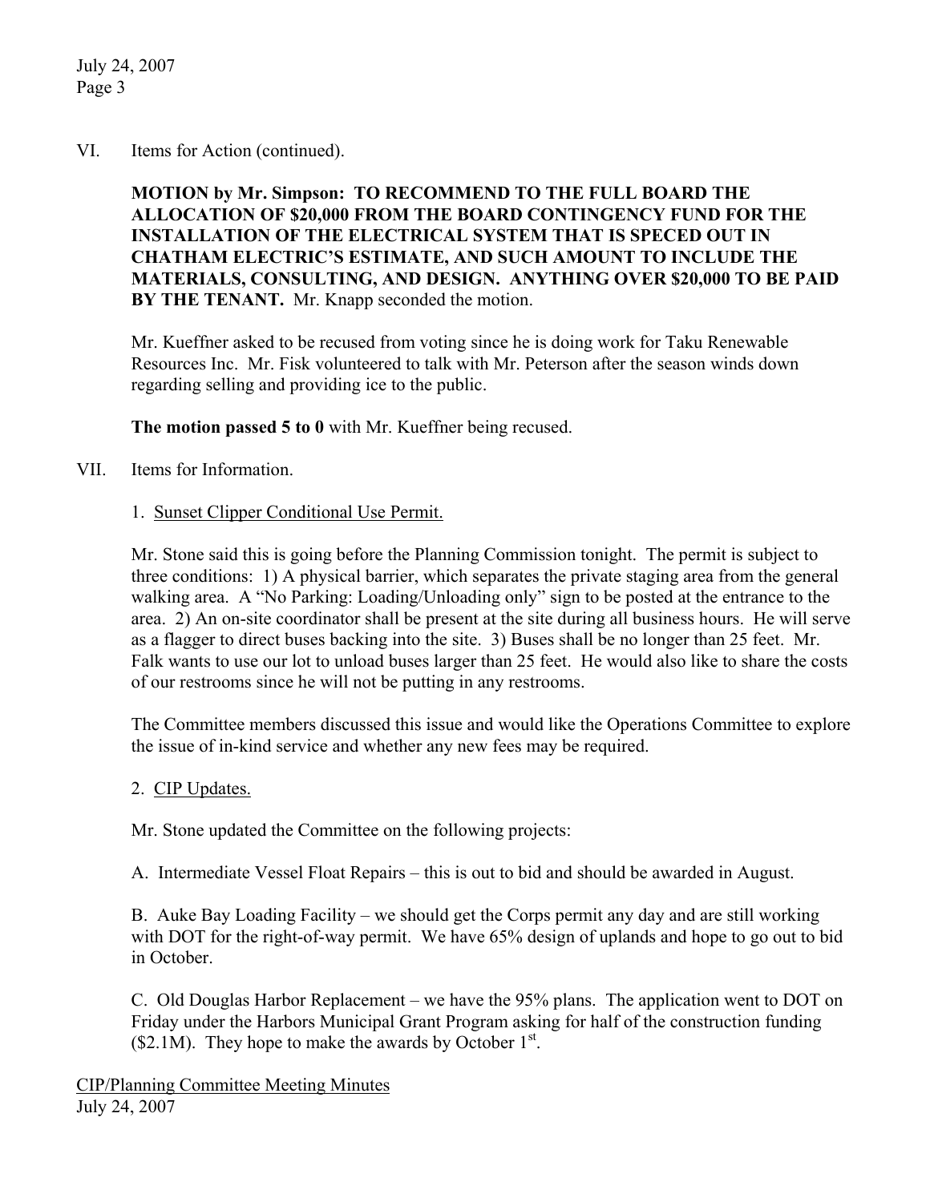VI. Items for Action (continued).

**MOTION by Mr. Simpson: TO RECOMMEND TO THE FULL BOARD THE ALLOCATION OF $20,000 FROM THE BOARD CONTINGENCY FUND FOR THE INSTALLATION OF THE ELECTRICAL SYSTEM THAT IS SPECED OUT IN CHATHAM ELECTRIC'S ESTIMATE, AND SUCH AMOUNT TO INCLUDE THE MATERIALS, CONSULTING, AND DESIGN. ANYTHING OVER $20,000 TO BE PAID BY THE TENANT.** Mr. Knapp seconded the motion.

Mr. Kueffner asked to be recused from voting since he is doing work for Taku Renewable Resources Inc. Mr. Fisk volunteered to talk with Mr. Peterson after the season winds down regarding selling and providing ice to the public.

**The motion passed 5 to 0** with Mr. Kueffner being recused.

VII. Items for Information.

1. Sunset Clipper Conditional Use Permit.

Mr. Stone said this is going before the Planning Commission tonight. The permit is subject to three conditions: 1) A physical barrier, which separates the private staging area from the general walking area. A "No Parking: Loading/Unloading only" sign to be posted at the entrance to the area. 2) An on-site coordinator shall be present at the site during all business hours. He will serve as a flagger to direct buses backing into the site. 3) Buses shall be no longer than 25 feet. Mr. Falk wants to use our lot to unload buses larger than 25 feet. He would also like to share the costs of our restrooms since he will not be putting in any restrooms.

The Committee members discussed this issue and would like the Operations Committee to explore the issue of in-kind service and whether any new fees may be required.

2. CIP Updates.

Mr. Stone updated the Committee on the following projects:

A. Intermediate Vessel Float Repairs – this is out to bid and should be awarded in August.

B. Auke Bay Loading Facility – we should get the Corps permit any day and are still working with DOT for the right-of-way permit. We have 65% design of uplands and hope to go out to bid in October.

C. Old Douglas Harbor Replacement – we have the 95% plans. The application went to DOT on Friday under the Harbors Municipal Grant Program asking for half of the construction funding ($2.1M). They hope to make the awards by October 1st.

CIP/Planning Committee Meeting Minutes
July 24, 2007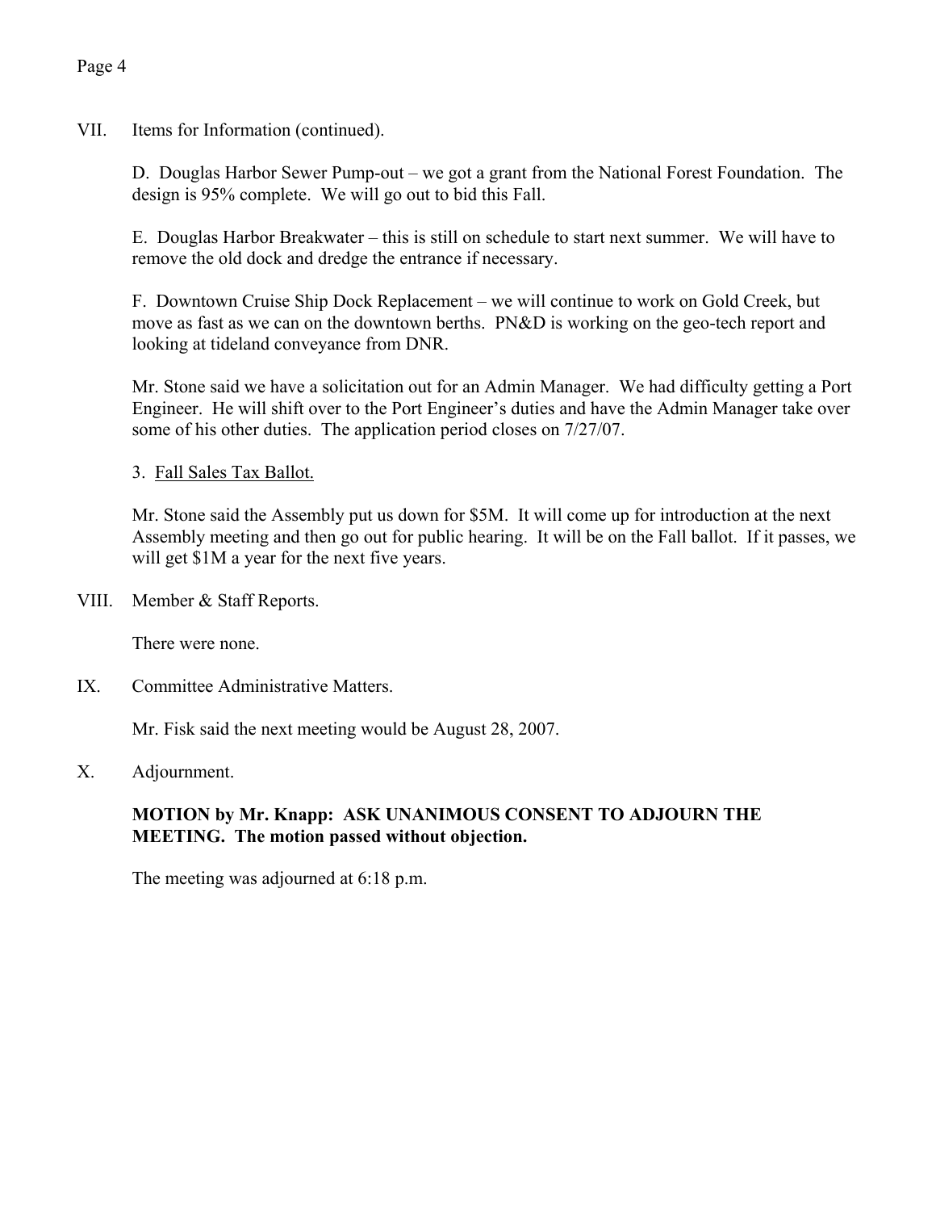VII. Items for Information (continued).

D. Douglas Harbor Sewer Pump-out – we got a grant from the National Forest Foundation. The design is 95% complete. We will go out to bid this Fall.

E. Douglas Harbor Breakwater – this is still on schedule to start next summer. We will have to remove the old dock and dredge the entrance if necessary.

F. Downtown Cruise Ship Dock Replacement – we will continue to work on Gold Creek, but move as fast as we can on the downtown berths. PN&D is working on the geo-tech report and looking at tideland conveyance from DNR.

Mr. Stone said we have a solicitation out for an Admin Manager. We had difficulty getting a Port Engineer. He will shift over to the Port Engineer's duties and have the Admin Manager take over some of his other duties. The application period closes on 7/27/07.

3. Fall Sales Tax Ballot.

Mr. Stone said the Assembly put us down for $5M. It will come up for introduction at the next Assembly meeting and then go out for public hearing. It will be on the Fall ballot. If it passes, we will get $1M a year for the next five years.

VIII. Member & Staff Reports.

There were none.

IX. Committee Administrative Matters.

Mr. Fisk said the next meeting would be August 28, 2007.

X. Adjournment.

**MOTION by Mr. Knapp: ASK UNANIMOUS CONSENT TO ADJOURN THE MEETING. The motion passed without objection.**

The meeting was adjourned at 6:18 p.m.